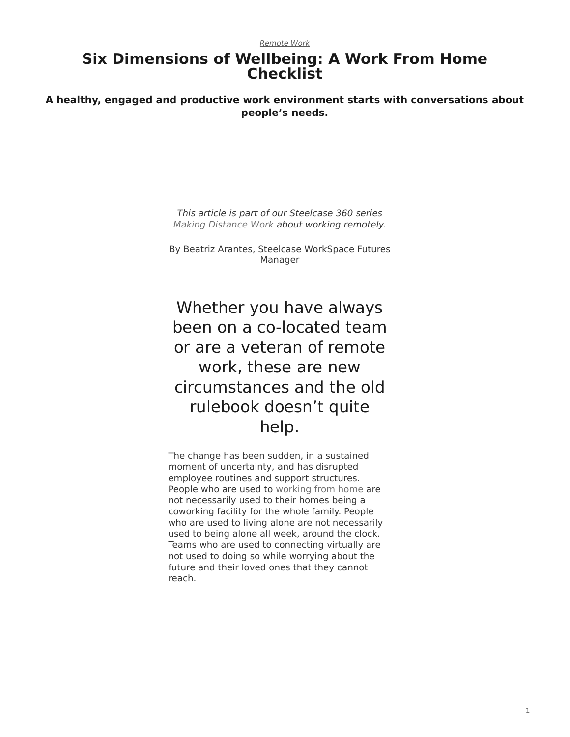*Remote Work*

# Six Dimensions of Wellbeing: A Work From Home Checklist

**A healthy, engaged and productive work environment starts with conversations about people's needs.**

*This article is part of our Steelcase 360 series Making Distance Work about working remotely.*

By Beatriz Arantes, Steelcase WorkSpace Futures Manager

## Whether you have always been on a co-located team or are a veteran of remote work, these are new circumstances and the old rulebook doesn't quite help.

The change has been sudden, in a sustained moment of uncertainty, and has disrupted employee routines and support structures. People who are used to working from home are not necessarily used to their homes being a coworking facility for the whole family. People who are used to living alone are not necessarily used to being alone all week, around the clock. Teams who are used to connecting virtually are not used to doing so while worrying about the future and their loved ones that they cannot reach.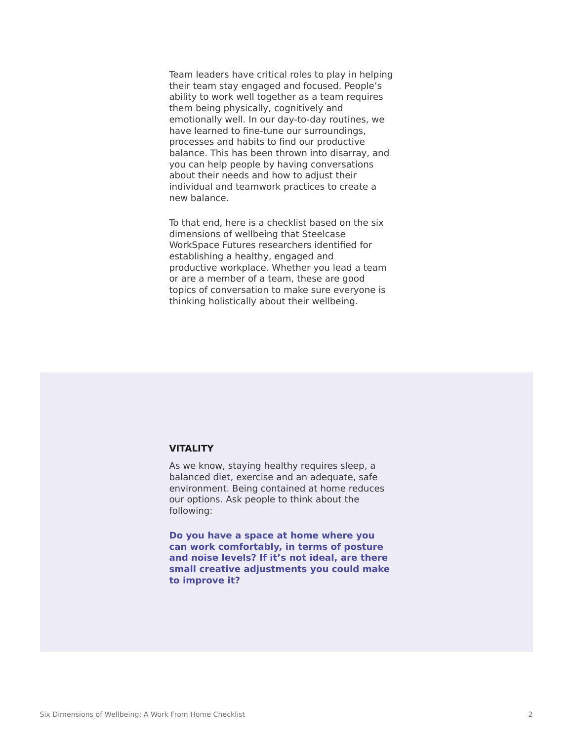Team leaders have critical roles to play in helping their team stay engaged and focused. People's ability to work well together as a team requires them being physically, cognitively and emotionally well. In our day-to-day routines, we have learned to fine-tune our surroundings, processes and habits to find our productive balance. This has been thrown into disarray, and you can help people by having conversations about their needs and how to adjust their individual and teamwork practices to create a new balance.

To that end, here is a checklist based on the six dimensions of wellbeing that Steelcase WorkSpace Futures researchers identified for establishing a healthy, engaged and productive workplace. Whether you lead a team or are a member of a team, these are good topics of conversation to make sure everyone is thinking holistically about their wellbeing.

## VITALITY

As we know, staying healthy requires sleep, a balanced diet, exercise and an adequate, safe environment. Being contained at home reduces our options. Ask people to think about the following:

**Do you have a space at home where you can work comfortably, in terms of posture and noise levels? If it's not ideal, are there small creative adjustments you could make to improve it?**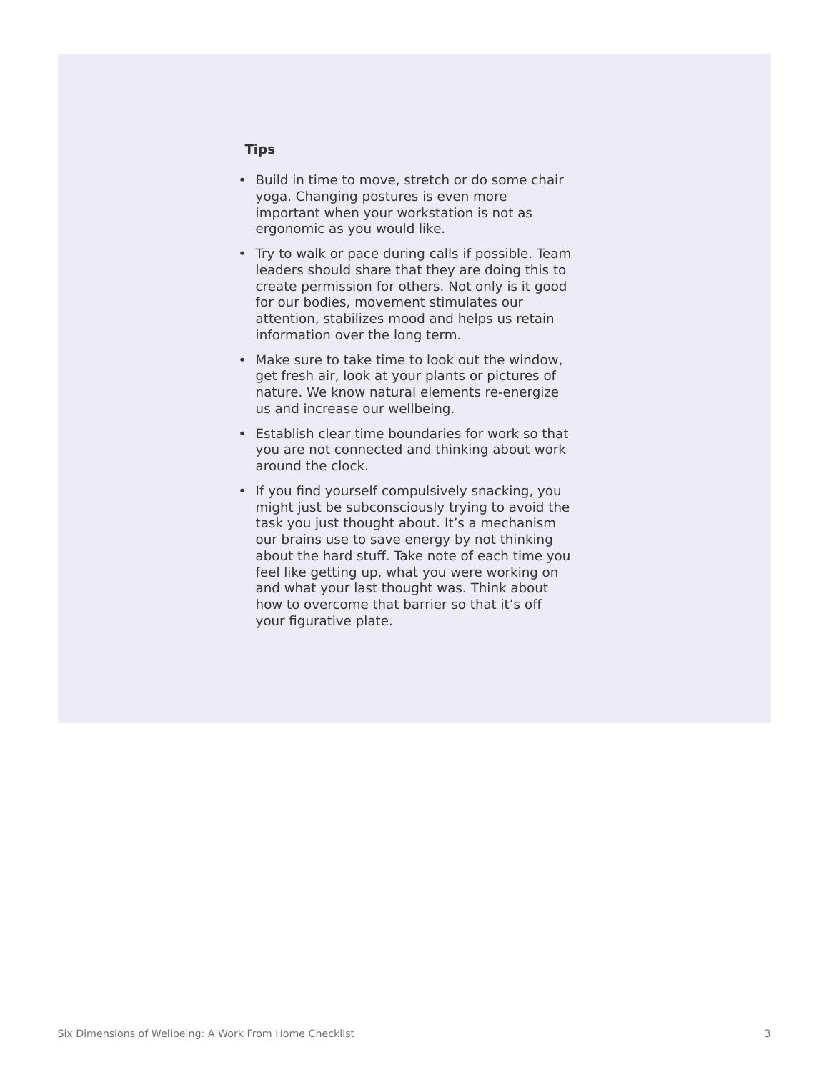**Tips**

- Build in time to move, stretch or do some chair yoga. Changing postures is even more important when your workstation is not as ergonomic as you would like.
- Try to walk or pace during calls if possible. Team leaders should share that they are doing this to create permission for others. Not only is it good for our bodies, movement stimulates our attention, stabilizes mood and helps us retain information over the long term.
- Make sure to take time to look out the window, get fresh air, look at your plants or pictures of nature. We know natural elements re-energize us and increase our wellbeing.
- Establish clear time boundaries for work so that you are not connected and thinking about work around the clock.
- If you find yourself compulsively snacking, you might just be subconsciously trying to avoid the task you just thought about. It's a mechanism our brains use to save energy by not thinking about the hard stuff. Take note of each time you feel like getting up, what you were working on and what your last thought was. Think about how to overcome that barrier so that it's off your figurative plate.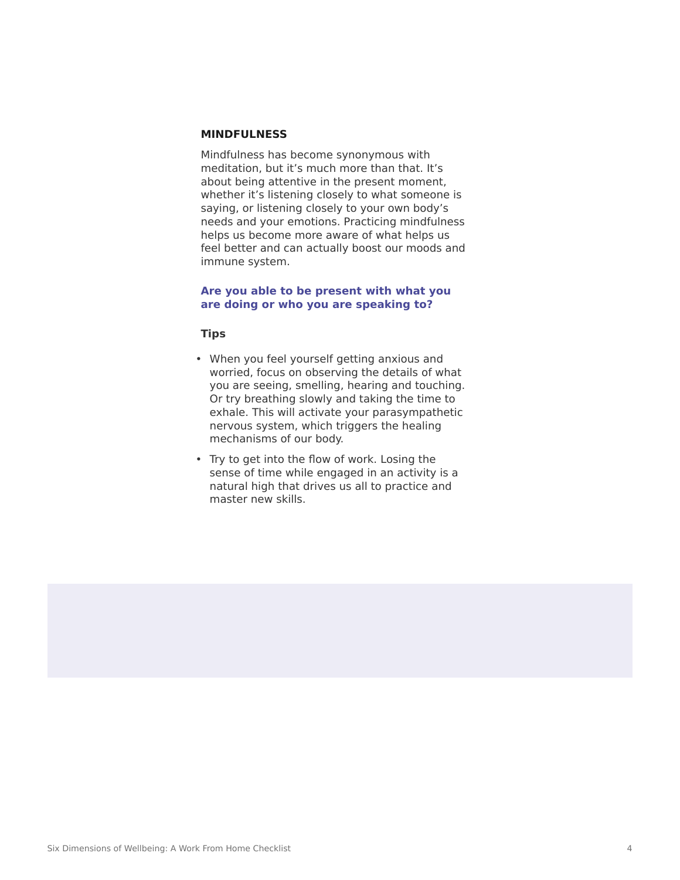## MINDFULNESS

Mindfulness has become synonymous with meditation, but it's much more than that. It's about being attentive in the present moment, whether it's listening closely to what someone is saying, or listening closely to your own body's needs and your emotions. Practicing mindfulness helps us become more aware of what helps us feel better and can actually boost our moods and immune system.

**Are you able to be present with what you are doing or who you are speaking to?**

### Tips

- When you feel yourself getting anxious and worried, focus on observing the details of what you are seeing, smelling, hearing and touching. Or try breathing slowly and taking the time to exhale. This will activate your parasympathetic nervous system, which triggers the healing mechanisms of our body.
- Try to get into the flow of work. Losing the sense of time while engaged in an activity is a natural high that drives us all to practice and master new skills.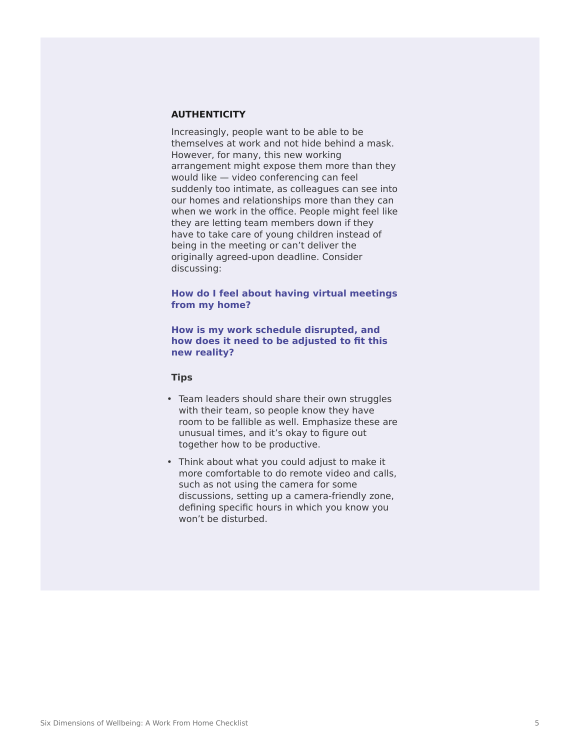## AUTHENTICITY

Increasingly, people want to be able to be themselves at work and not hide behind a mask. However, for many, this new working arrangement might expose them more than they would like — video conferencing can feel suddenly too intimate, as colleagues can see into our homes and relationships more than they can when we work in the office. People might feel like they are letting team members down if they have to take care of young children instead of being in the meeting or can't deliver the originally agreed-upon deadline. Consider discussing:

**How do I feel about having virtual meetings from my home?**

**How is my work schedule disrupted, and how does it need to be adjusted to fit this new reality?**

### Tips

- Team leaders should share their own struggles with their team, so people know they have room to be fallible as well. Emphasize these are unusual times, and it's okay to figure out together how to be productive.
- Think about what you could adjust to make it more comfortable to do remote video and calls, such as not using the camera for some discussions, setting up a camera-friendly zone, defining specific hours in which you know you won't be disturbed.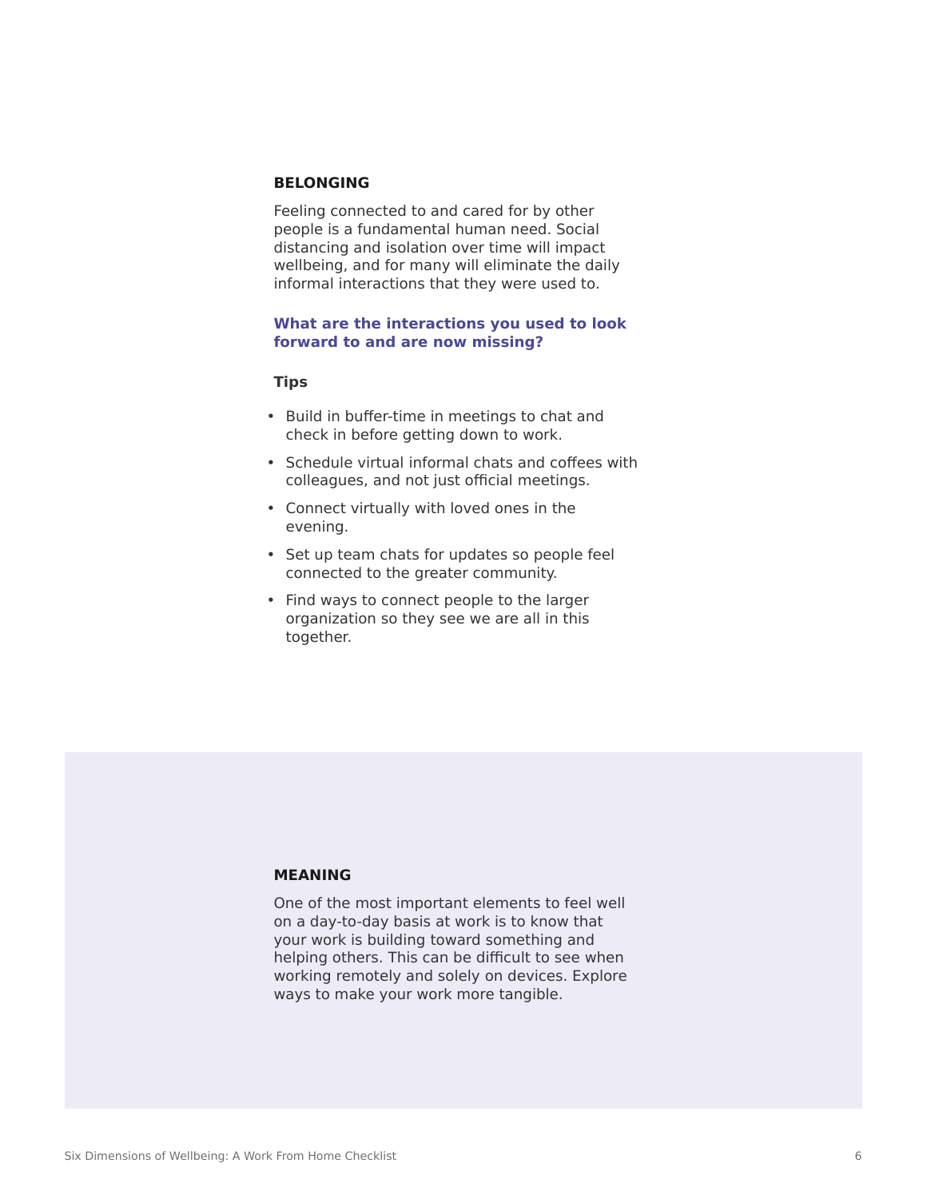## BELONGING

Feeling connected to and cared for by other people is a fundamental human need. Social distancing and isolation over time will impact wellbeing, and for many will eliminate the daily informal interactions that they were used to.

**What are the interactions you used to look forward to and are now missing?**

### Tips

- Build in buffer-time in meetings to chat and check in before getting down to work.
- Schedule virtual informal chats and coffees with colleagues, and not just official meetings.
- Connect virtually with loved ones in the evening.
- Set up team chats for updates so people feel connected to the greater community.
- Find ways to connect people to the larger organization so they see we are all in this together.

## MEANING

One of the most important elements to feel well on a day-to-day basis at work is to know that your work is building toward something and helping others. This can be difficult to see when working remotely and solely on devices. Explore ways to make your work more tangible.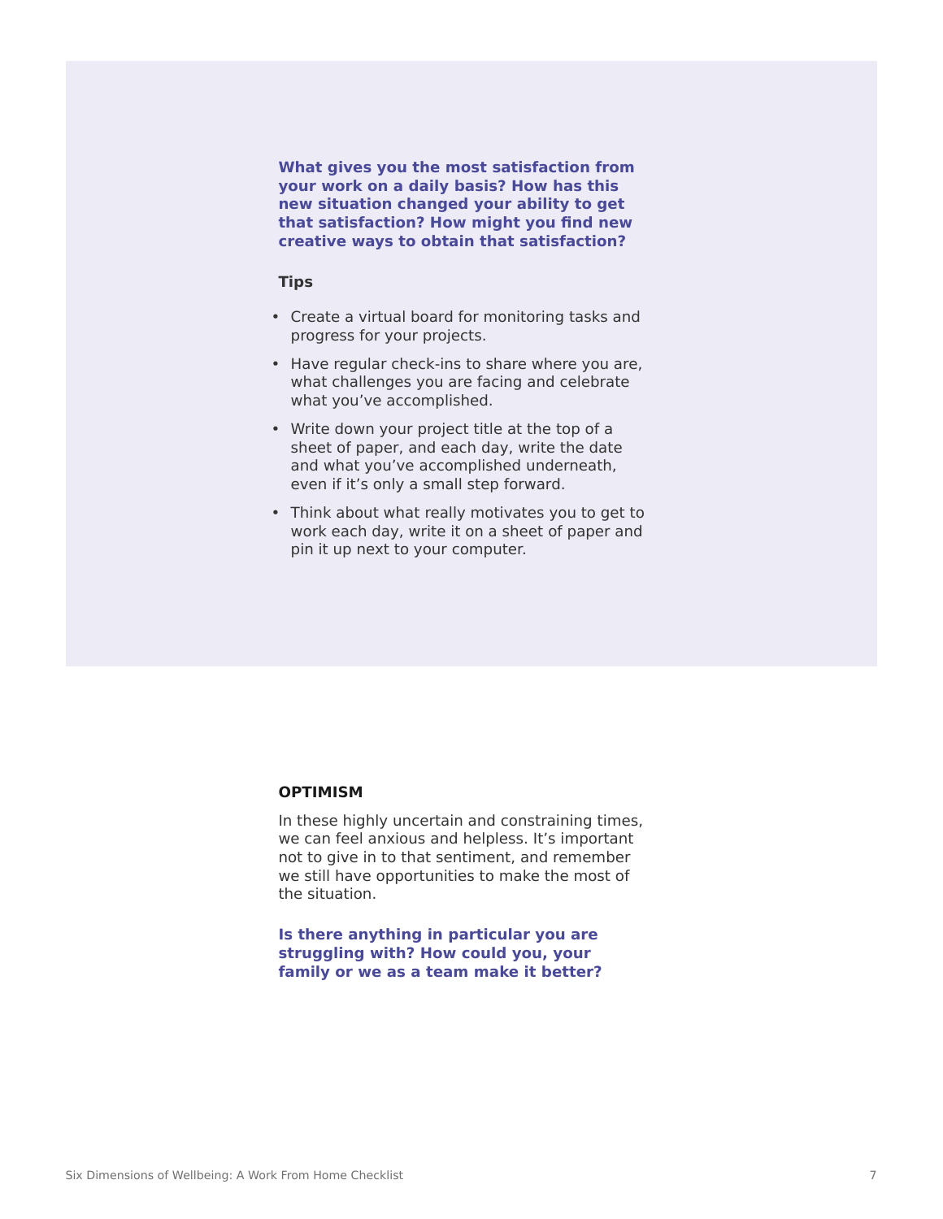**What gives you the most satisfaction from your work on a daily basis? How has this new situation changed your ability to get that satisfaction? How might you find new creative ways to obtain that satisfaction?**

**Tips**

- Create a virtual board for monitoring tasks and progress for your projects.
- Have regular check-ins to share where you are, what challenges you are facing and celebrate what you've accomplished.
- Write down your project title at the top of a sheet of paper, and each day, write the date and what you've accomplished underneath, even if it's only a small step forward.
- Think about what really motivates you to get to work each day, write it on a sheet of paper and pin it up next to your computer.

## OPTIMISM

In these highly uncertain and constraining times, we can feel anxious and helpless. It's important not to give in to that sentiment, and remember we still have opportunities to make the most of the situation.

**Is there anything in particular you are struggling with? How could you, your family or we as a team make it better?**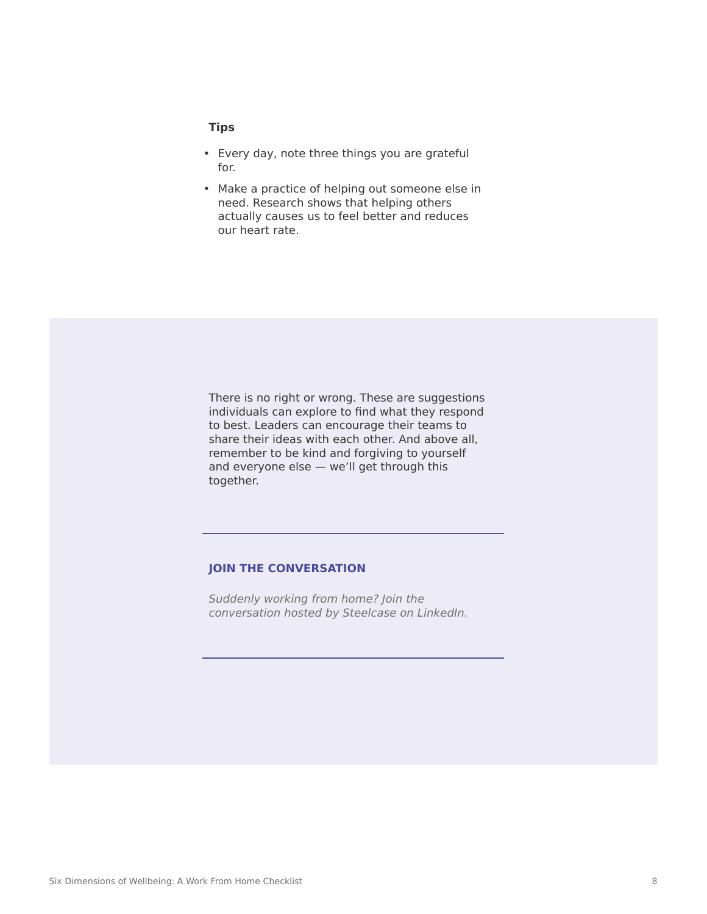**Tips**

- Every day, note three things you are grateful for.
- Make a practice of helping out someone else in need. Research shows that helping others actually causes us to feel better and reduces our heart rate.

There is no right or wrong. These are suggestions individuals can explore to find what they respond to best. Leaders can encourage their teams to share their ideas with each other. And above all, remember to be kind and forgiving to yourself and everyone else — we'll get through this together.

---

**JOIN THE CONVERSATION**

*Suddenly working from home? Join the conversation hosted by Steelcase on LinkedIn.*

---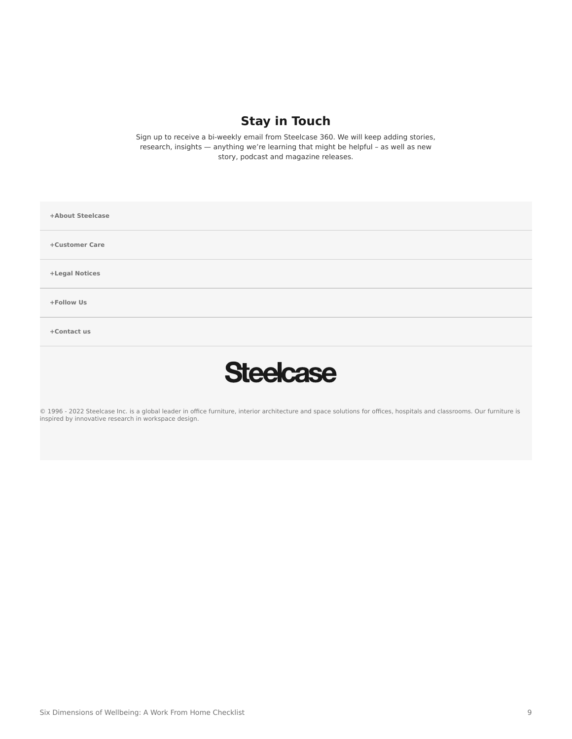## Stay in Touch

Sign up to receive a bi-weekly email from Steelcase 360. We will keep adding stories, research, insights — anything we're learning that might be helpful – as well as new story, podcast and magazine releases.

**+About Steelcase**

**+Customer Care**

**+Legal Notices**

**+Follow Us**

**+Contact us**

Steelcase

© 1996 - 2022 Steelcase Inc. is a global leader in office furniture, interior architecture and space solutions for offices, hospitals and classrooms. Our furniture is inspired by innovative research in workspace design.